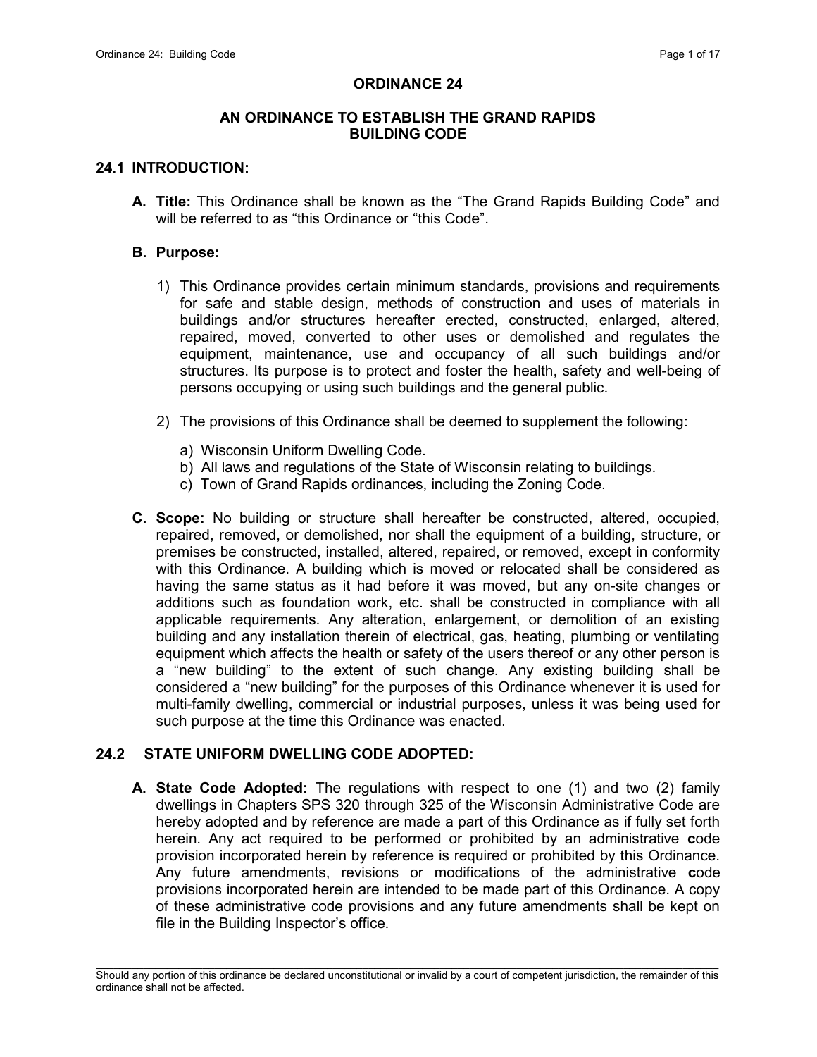# ORDINANCE 24

## AN ORDINANCE TO ESTABLISH THE GRAND RAPIDS BUILDING CODE

### 24.1 INTRODUCTION:

**A. Title:** This Ordinance shall be known as the "The Grand Rapids Building Code" and will be referred to as "this Ordinance or "this Code".

**B. Purpose:**

1) This Ordinance provides certain minimum standards, provisions and requirements for safe and stable design, methods of construction and uses of materials in buildings and/or structures hereafter erected, constructed, enlarged, altered, repaired, moved, converted to other uses or demolished and regulates the equipment, maintenance, use and occupancy of all such buildings and/or structures. Its purpose is to protect and foster the health, safety and well-being of persons occupying or using such buildings and the general public.

2) The provisions of this Ordinance shall be deemed to supplement the following:

   a) Wisconsin Uniform Dwelling Code.
   b) All laws and regulations of the State of Wisconsin relating to buildings.
   c) Town of Grand Rapids ordinances, including the Zoning Code.

**C. Scope:** No building or structure shall hereafter be constructed, altered, occupied, repaired, removed, or demolished, nor shall the equipment of a building, structure, or premises be constructed, installed, altered, repaired, or removed, except in conformity with this Ordinance. A building which is moved or relocated shall be considered as having the same status as it had before it was moved, but any on-site changes or additions such as foundation work, etc. shall be constructed in compliance with all applicable requirements. Any alteration, enlargement, or demolition of an existing building and any installation therein of electrical, gas, heating, plumbing or ventilating equipment which affects the health or safety of the users thereof or any other person is a "new building" to the extent of such change. Any existing building shall be considered a "new building" for the purposes of this Ordinance whenever it is used for multi-family dwelling, commercial or industrial purposes, unless it was being used for such purpose at the time this Ordinance was enacted.

### 24.2 STATE UNIFORM DWELLING CODE ADOPTED:

**A. State Code Adopted:** The regulations with respect to one (1) and two (2) family dwellings in Chapters SPS 320 through 325 of the Wisconsin Administrative Code are hereby adopted and by reference are made a part of this Ordinance as if fully set forth herein. Any act required to be performed or prohibited by an administrative **c**ode provision incorporated herein by reference is required or prohibited by this Ordinance. Any future amendments, revisions or modifications of the administrative **c**ode provisions incorporated herein are intended to be made part of this Ordinance. A copy of these administrative code provisions and any future amendments shall be kept on file in the Building Inspector's office.

Should any portion of this ordinance be declared unconstitutional or invalid by a court of competent jurisdiction, the remainder of this ordinance shall not be affected.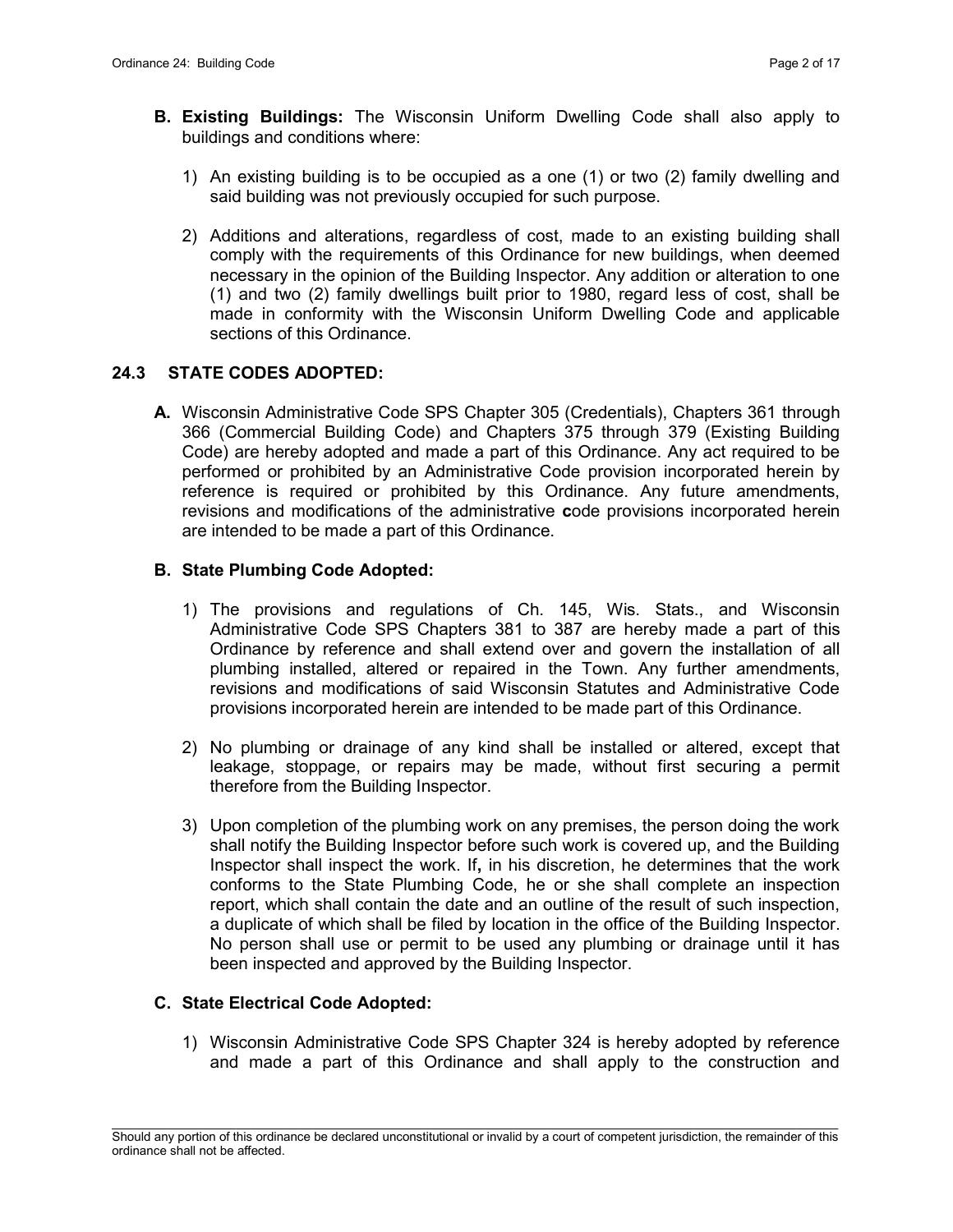**B. Existing Buildings:** The Wisconsin Uniform Dwelling Code shall also apply to buildings and conditions where:

1) An existing building is to be occupied as a one (1) or two (2) family dwelling and said building was not previously occupied for such purpose.

2) Additions and alterations, regardless of cost, made to an existing building shall comply with the requirements of this Ordinance for new buildings, when deemed necessary in the opinion of the Building Inspector. Any addition or alteration to one (1) and two (2) family dwellings built prior to 1980, regard less of cost, shall be made in conformity with the Wisconsin Uniform Dwelling Code and applicable sections of this Ordinance.

## 24.3 STATE CODES ADOPTED:

**A.** Wisconsin Administrative Code SPS Chapter 305 (Credentials), Chapters 361 through 366 (Commercial Building Code) and Chapters 375 through 379 (Existing Building Code) are hereby adopted and made a part of this Ordinance. Any act required to be performed or prohibited by an Administrative Code provision incorporated herein by reference is required or prohibited by this Ordinance. Any future amendments, revisions and modifications of the administrative **c**ode provisions incorporated herein are intended to be made a part of this Ordinance.

**B. State Plumbing Code Adopted:**

1) The provisions and regulations of Ch. 145, Wis. Stats., and Wisconsin Administrative Code SPS Chapters 381 to 387 are hereby made a part of this Ordinance by reference and shall extend over and govern the installation of all plumbing installed, altered or repaired in the Town. Any further amendments, revisions and modifications of said Wisconsin Statutes and Administrative Code provisions incorporated herein are intended to be made part of this Ordinance.

2) No plumbing or drainage of any kind shall be installed or altered, except that leakage, stoppage, or repairs may be made, without first securing a permit therefore from the Building Inspector.

3) Upon completion of the plumbing work on any premises, the person doing the work shall notify the Building Inspector before such work is covered up, and the Building Inspector shall inspect the work. If**,** in his discretion, he determines that the work conforms to the State Plumbing Code, he or she shall complete an inspection report, which shall contain the date and an outline of the result of such inspection, a duplicate of which shall be filed by location in the office of the Building Inspector. No person shall use or permit to be used any plumbing or drainage until it has been inspected and approved by the Building Inspector.

**C. State Electrical Code Adopted:**

1) Wisconsin Administrative Code SPS Chapter 324 is hereby adopted by reference and made a part of this Ordinance and shall apply to the construction and

Should any portion of this ordinance be declared unconstitutional or invalid by a court of competent jurisdiction, the remainder of this ordinance shall not be affected.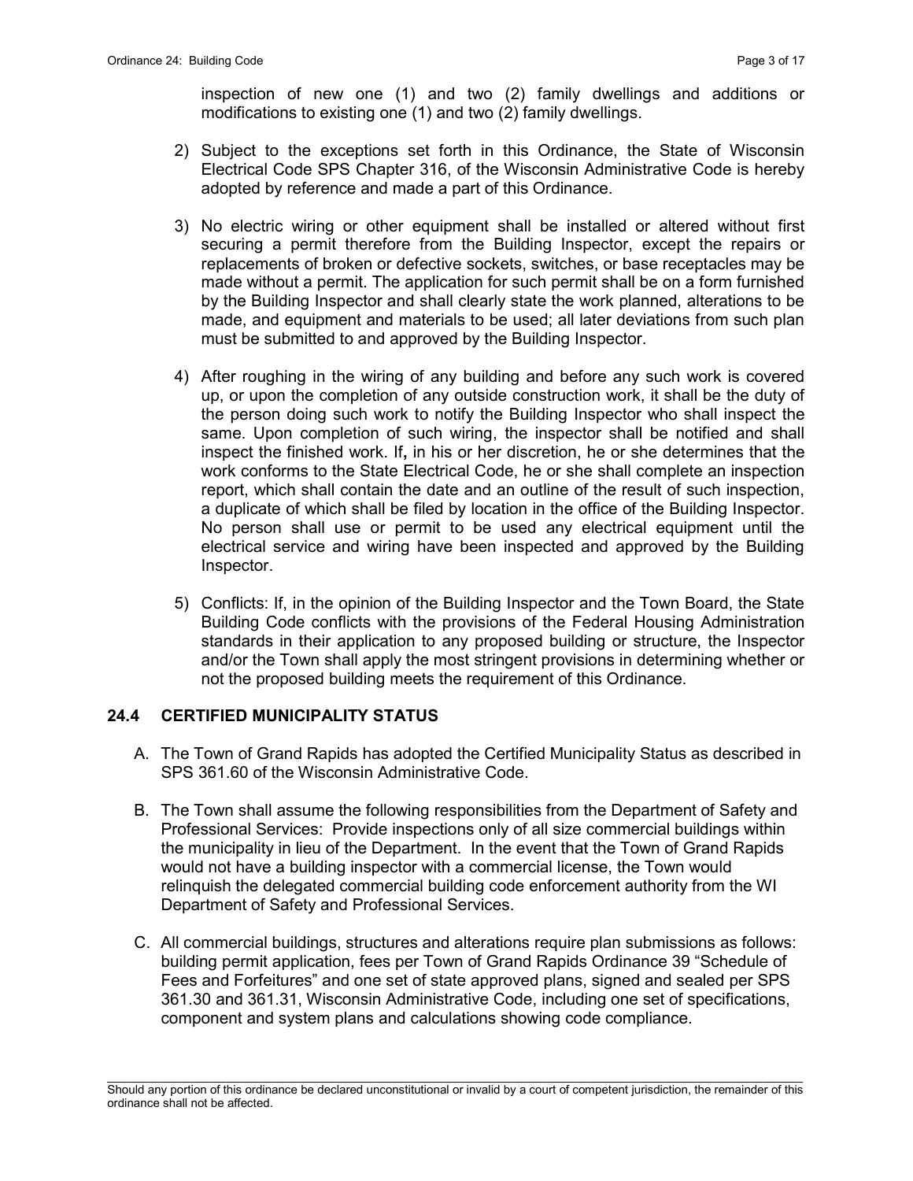inspection of new one (1) and two (2) family dwellings and additions or modifications to existing one (1) and two (2) family dwellings.

2) Subject to the exceptions set forth in this Ordinance, the State of Wisconsin Electrical Code SPS Chapter 316, of the Wisconsin Administrative Code is hereby adopted by reference and made a part of this Ordinance.

3) No electric wiring or other equipment shall be installed or altered without first securing a permit therefore from the Building Inspector, except the repairs or replacements of broken or defective sockets, switches, or base receptacles may be made without a permit. The application for such permit shall be on a form furnished by the Building Inspector and shall clearly state the work planned, alterations to be made, and equipment and materials to be used; all later deviations from such plan must be submitted to and approved by the Building Inspector.

4) After roughing in the wiring of any building and before any such work is covered up, or upon the completion of any outside construction work, it shall be the duty of the person doing such work to notify the Building Inspector who shall inspect the same. Upon completion of such wiring, the inspector shall be notified and shall inspect the finished work. If**,** in his or her discretion, he or she determines that the work conforms to the State Electrical Code, he or she shall complete an inspection report, which shall contain the date and an outline of the result of such inspection, a duplicate of which shall be filed by location in the office of the Building Inspector. No person shall use or permit to be used any electrical equipment until the electrical service and wiring have been inspected and approved by the Building Inspector.

5) Conflicts: If, in the opinion of the Building Inspector and the Town Board, the State Building Code conflicts with the provisions of the Federal Housing Administration standards in their application to any proposed building or structure, the Inspector and/or the Town shall apply the most stringent provisions in determining whether or not the proposed building meets the requirement of this Ordinance.

## 24.4 CERTIFIED MUNICIPALITY STATUS

A. The Town of Grand Rapids has adopted the Certified Municipality Status as described in SPS 361.60 of the Wisconsin Administrative Code.

B. The Town shall assume the following responsibilities from the Department of Safety and Professional Services: Provide inspections only of all size commercial buildings within the municipality in lieu of the Department. In the event that the Town of Grand Rapids would not have a building inspector with a commercial license, the Town would relinquish the delegated commercial building code enforcement authority from the WI Department of Safety and Professional Services.

C. All commercial buildings, structures and alterations require plan submissions as follows: building permit application, fees per Town of Grand Rapids Ordinance 39 "Schedule of Fees and Forfeitures" and one set of state approved plans, signed and sealed per SPS 361.30 and 361.31, Wisconsin Administrative Code, including one set of specifications, component and system plans and calculations showing code compliance.

Should any portion of this ordinance be declared unconstitutional or invalid by a court of competent jurisdiction, the remainder of this ordinance shall not be affected.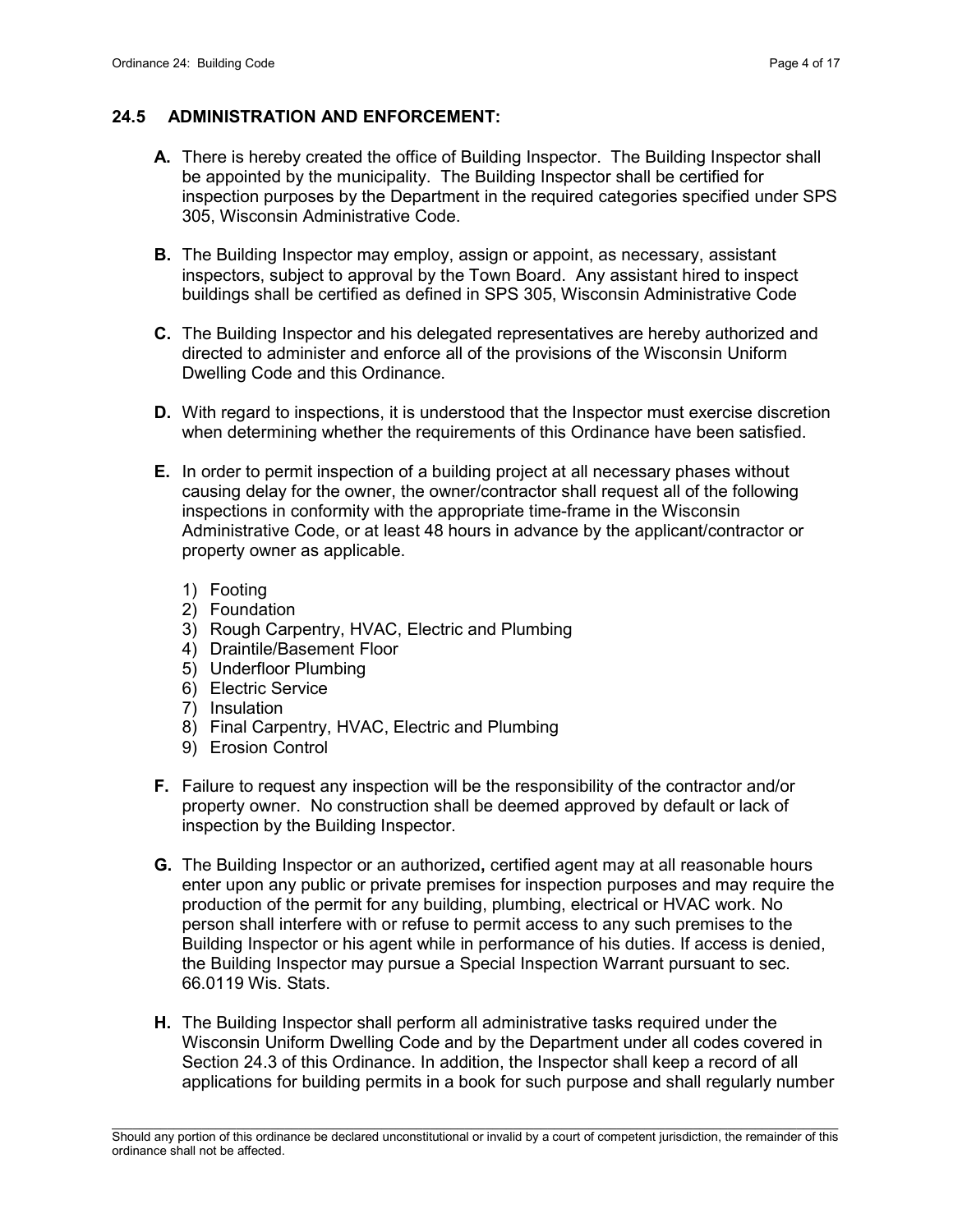## 24.5 ADMINISTRATION AND ENFORCEMENT:

**A.** There is hereby created the office of Building Inspector. The Building Inspector shall be appointed by the municipality. The Building Inspector shall be certified for inspection purposes by the Department in the required categories specified under SPS 305, Wisconsin Administrative Code.

**B.** The Building Inspector may employ, assign or appoint, as necessary, assistant inspectors, subject to approval by the Town Board. Any assistant hired to inspect buildings shall be certified as defined in SPS 305, Wisconsin Administrative Code

**C.** The Building Inspector and his delegated representatives are hereby authorized and directed to administer and enforce all of the provisions of the Wisconsin Uniform Dwelling Code and this Ordinance.

**D.** With regard to inspections, it is understood that the Inspector must exercise discretion when determining whether the requirements of this Ordinance have been satisfied.

**E.** In order to permit inspection of a building project at all necessary phases without causing delay for the owner, the owner/contractor shall request all of the following inspections in conformity with the appropriate time-frame in the Wisconsin Administrative Code, or at least 48 hours in advance by the applicant/contractor or property owner as applicable.

1) Footing
2) Foundation
3) Rough Carpentry, HVAC, Electric and Plumbing
4) Draintile/Basement Floor
5) Underfloor Plumbing
6) Electric Service
7) Insulation
8) Final Carpentry, HVAC, Electric and Plumbing
9) Erosion Control

**F.** Failure to request any inspection will be the responsibility of the contractor and/or property owner. No construction shall be deemed approved by default or lack of inspection by the Building Inspector.

**G.** The Building Inspector or an authorized**,** certified agent may at all reasonable hours enter upon any public or private premises for inspection purposes and may require the production of the permit for any building, plumbing, electrical or HVAC work. No person shall interfere with or refuse to permit access to any such premises to the Building Inspector or his agent while in performance of his duties. If access is denied, the Building Inspector may pursue a Special Inspection Warrant pursuant to sec. 66.0119 Wis. Stats.

**H.** The Building Inspector shall perform all administrative tasks required under the Wisconsin Uniform Dwelling Code and by the Department under all codes covered in Section 24.3 of this Ordinance. In addition, the Inspector shall keep a record of all applications for building permits in a book for such purpose and shall regularly number

Should any portion of this ordinance be declared unconstitutional or invalid by a court of competent jurisdiction, the remainder of this ordinance shall not be affected.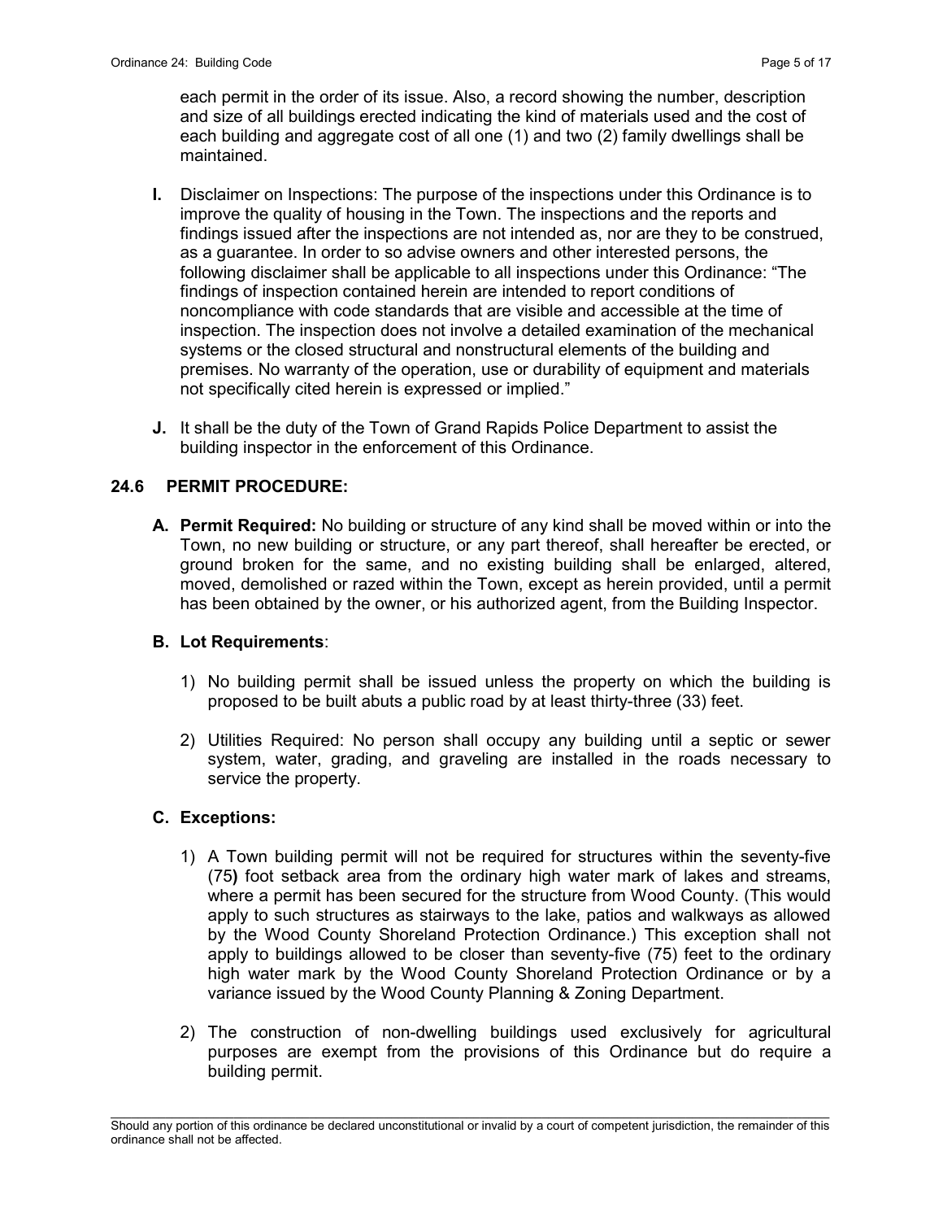each permit in the order of its issue. Also, a record showing the number, description and size of all buildings erected indicating the kind of materials used and the cost of each building and aggregate cost of all one (1) and two (2) family dwellings shall be maintained.

**I.** Disclaimer on Inspections: The purpose of the inspections under this Ordinance is to improve the quality of housing in the Town. The inspections and the reports and findings issued after the inspections are not intended as, nor are they to be construed, as a guarantee. In order to so advise owners and other interested persons, the following disclaimer shall be applicable to all inspections under this Ordinance: "The findings of inspection contained herein are intended to report conditions of noncompliance with code standards that are visible and accessible at the time of inspection. The inspection does not involve a detailed examination of the mechanical systems or the closed structural and nonstructural elements of the building and premises. No warranty of the operation, use or durability of equipment and materials not specifically cited herein is expressed or implied."

**J.** It shall be the duty of the Town of Grand Rapids Police Department to assist the building inspector in the enforcement of this Ordinance.

## 24.6 PERMIT PROCEDURE:

**A. Permit Required:** No building or structure of any kind shall be moved within or into the Town, no new building or structure, or any part thereof, shall hereafter be erected, or ground broken for the same, and no existing building shall be enlarged, altered, moved, demolished or razed within the Town, except as herein provided, until a permit has been obtained by the owner, or his authorized agent, from the Building Inspector.

**B. Lot Requirements**:

1) No building permit shall be issued unless the property on which the building is proposed to be built abuts a public road by at least thirty-three (33) feet.

2) Utilities Required: No person shall occupy any building until a septic or sewer system, water, grading, and graveling are installed in the roads necessary to service the property.

**C. Exceptions:**

1) A Town building permit will not be required for structures within the seventy-five (75) foot setback area from the ordinary high water mark of lakes and streams, where a permit has been secured for the structure from Wood County. (This would apply to such structures as stairways to the lake, patios and walkways as allowed by the Wood County Shoreland Protection Ordinance.) This exception shall not apply to buildings allowed to be closer than seventy-five (75) feet to the ordinary high water mark by the Wood County Shoreland Protection Ordinance or by a variance issued by the Wood County Planning & Zoning Department.

2) The construction of non-dwelling buildings used exclusively for agricultural purposes are exempt from the provisions of this Ordinance but do require a building permit.

Should any portion of this ordinance be declared unconstitutional or invalid by a court of competent jurisdiction, the remainder of this ordinance shall not be affected.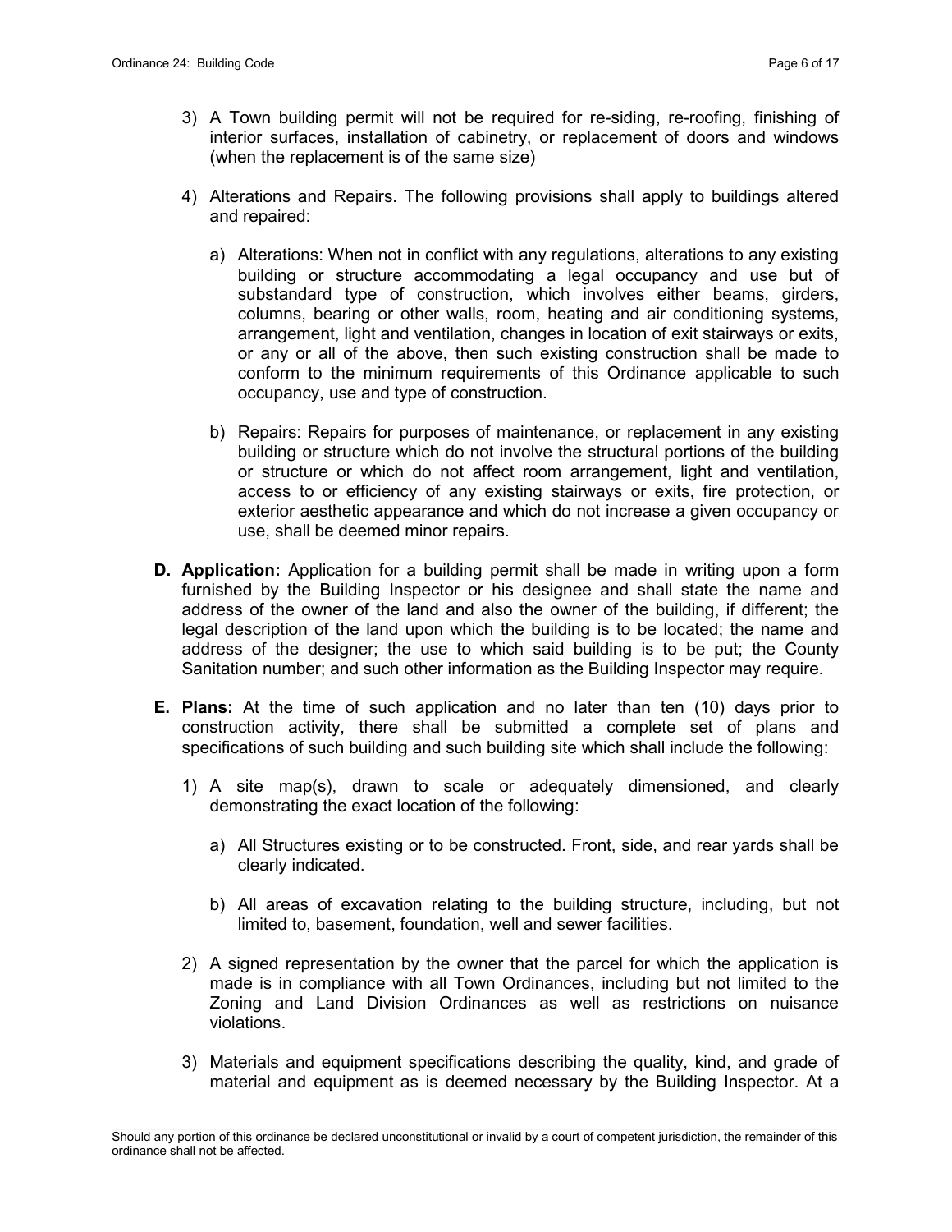3) A Town building permit will not be required for re-siding, re-roofing, finishing of interior surfaces, installation of cabinetry, or replacement of doors and windows (when the replacement is of the same size)

4) Alterations and Repairs. The following provisions shall apply to buildings altered and repaired:

   a) Alterations: When not in conflict with any regulations, alterations to any existing building or structure accommodating a legal occupancy and use but of substandard type of construction, which involves either beams, girders, columns, bearing or other walls, room, heating and air conditioning systems, arrangement, light and ventilation, changes in location of exit stairways or exits, or any or all of the above, then such existing construction shall be made to conform to the minimum requirements of this Ordinance applicable to such occupancy, use and type of construction.

   b) Repairs: Repairs for purposes of maintenance, or replacement in any existing building or structure which do not involve the structural portions of the building or structure or which do not affect room arrangement, light and ventilation, access to or efficiency of any existing stairways or exits, fire protection, or exterior aesthetic appearance and which do not increase a given occupancy or use, shall be deemed minor repairs.

**D. Application:** Application for a building permit shall be made in writing upon a form furnished by the Building Inspector or his designee and shall state the name and address of the owner of the land and also the owner of the building, if different; the legal description of the land upon which the building is to be located; the name and address of the designer; the use to which said building is to be put; the County Sanitation number; and such other information as the Building Inspector may require.

**E. Plans:** At the time of such application and no later than ten (10) days prior to construction activity, there shall be submitted a complete set of plans and specifications of such building and such building site which shall include the following:

1) A site map(s), drawn to scale or adequately dimensioned, and clearly demonstrating the exact location of the following:

   a) All Structures existing or to be constructed. Front, side, and rear yards shall be clearly indicated.

   b) All areas of excavation relating to the building structure, including, but not limited to, basement, foundation, well and sewer facilities.

2) A signed representation by the owner that the parcel for which the application is made is in compliance with all Town Ordinances, including but not limited to the Zoning and Land Division Ordinances as well as restrictions on nuisance violations.

3) Materials and equipment specifications describing the quality, kind, and grade of material and equipment as is deemed necessary by the Building Inspector. At a

Should any portion of this ordinance be declared unconstitutional or invalid by a court of competent jurisdiction, the remainder of this ordinance shall not be affected.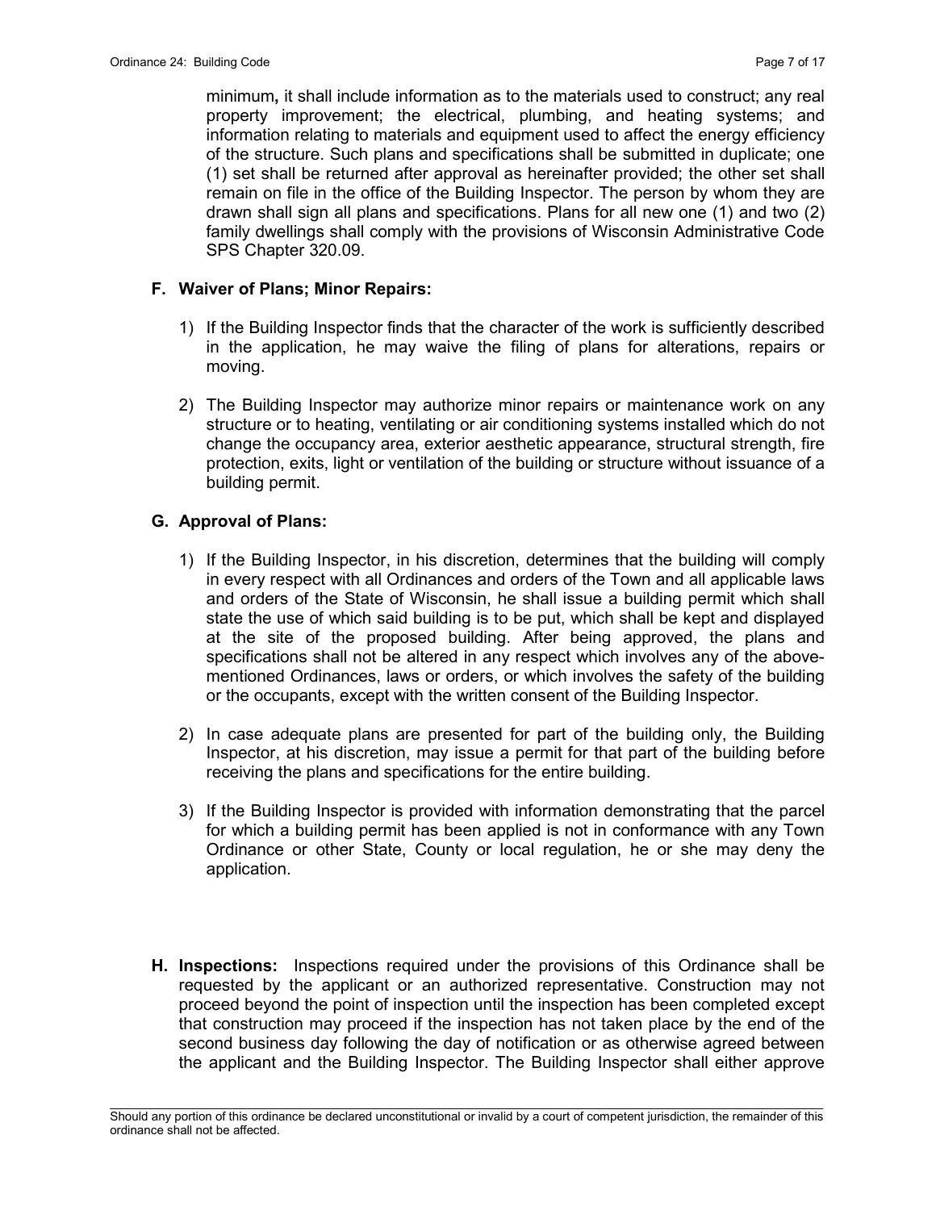minimum**,** it shall include information as to the materials used to construct; any real property improvement; the electrical, plumbing, and heating systems; and information relating to materials and equipment used to affect the energy efficiency of the structure. Such plans and specifications shall be submitted in duplicate; one (1) set shall be returned after approval as hereinafter provided; the other set shall remain on file in the office of the Building Inspector. The person by whom they are drawn shall sign all plans and specifications. Plans for all new one (1) and two (2) family dwellings shall comply with the provisions of Wisconsin Administrative Code SPS Chapter 320.09.

**F. Waiver of Plans; Minor Repairs:**

1) If the Building Inspector finds that the character of the work is sufficiently described in the application, he may waive the filing of plans for alterations, repairs or moving.

2) The Building Inspector may authorize minor repairs or maintenance work on any structure or to heating, ventilating or air conditioning systems installed which do not change the occupancy area, exterior aesthetic appearance, structural strength, fire protection, exits, light or ventilation of the building or structure without issuance of a building permit.

**G. Approval of Plans:**

1) If the Building Inspector, in his discretion, determines that the building will comply in every respect with all Ordinances and orders of the Town and all applicable laws and orders of the State of Wisconsin, he shall issue a building permit which shall state the use of which said building is to be put, which shall be kept and displayed at the site of the proposed building. After being approved, the plans and specifications shall not be altered in any respect which involves any of the above-mentioned Ordinances, laws or orders, or which involves the safety of the building or the occupants, except with the written consent of the Building Inspector.

2) In case adequate plans are presented for part of the building only, the Building Inspector, at his discretion, may issue a permit for that part of the building before receiving the plans and specifications for the entire building.

3) If the Building Inspector is provided with information demonstrating that the parcel for which a building permit has been applied is not in conformance with any Town Ordinance or other State, County or local regulation, he or she may deny the application.

**H. Inspections:** Inspections required under the provisions of this Ordinance shall be requested by the applicant or an authorized representative. Construction may not proceed beyond the point of inspection until the inspection has been completed except that construction may proceed if the inspection has not taken place by the end of the second business day following the day of notification or as otherwise agreed between the applicant and the Building Inspector. The Building Inspector shall either approve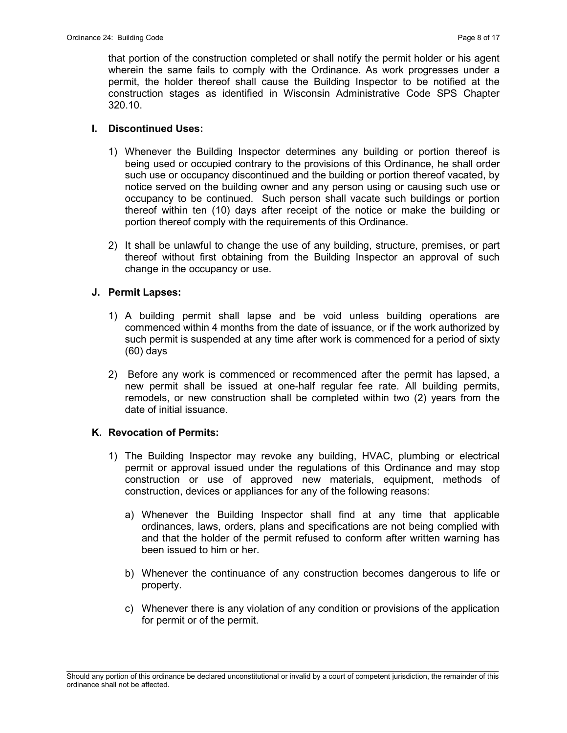that portion of the construction completed or shall notify the permit holder or his agent wherein the same fails to comply with the Ordinance. As work progresses under a permit, the holder thereof shall cause the Building Inspector to be notified at the construction stages as identified in Wisconsin Administrative Code SPS Chapter 320.10.

**I. Discontinued Uses:**

1) Whenever the Building Inspector determines any building or portion thereof is being used or occupied contrary to the provisions of this Ordinance, he shall order such use or occupancy discontinued and the building or portion thereof vacated, by notice served on the building owner and any person using or causing such use or occupancy to be continued. Such person shall vacate such buildings or portion thereof within ten (10) days after receipt of the notice or make the building or portion thereof comply with the requirements of this Ordinance.

2) It shall be unlawful to change the use of any building, structure, premises, or part thereof without first obtaining from the Building Inspector an approval of such change in the occupancy or use.

**J. Permit Lapses:**

1) A building permit shall lapse and be void unless building operations are commenced within 4 months from the date of issuance, or if the work authorized by such permit is suspended at any time after work is commenced for a period of sixty (60) days

2) Before any work is commenced or recommenced after the permit has lapsed, a new permit shall be issued at one-half regular fee rate. All building permits, remodels, or new construction shall be completed within two (2) years from the date of initial issuance.

**K. Revocation of Permits:**

1) The Building Inspector may revoke any building, HVAC, plumbing or electrical permit or approval issued under the regulations of this Ordinance and may stop construction or use of approved new materials, equipment, methods of construction, devices or appliances for any of the following reasons:

   a) Whenever the Building Inspector shall find at any time that applicable ordinances, laws, orders, plans and specifications are not being complied with and that the holder of the permit refused to conform after written warning has been issued to him or her.

   b) Whenever the continuance of any construction becomes dangerous to life or property.

   c) Whenever there is any violation of any condition or provisions of the application for permit or of the permit.

Should any portion of this ordinance be declared unconstitutional or invalid by a court of competent jurisdiction, the remainder of this ordinance shall not be affected.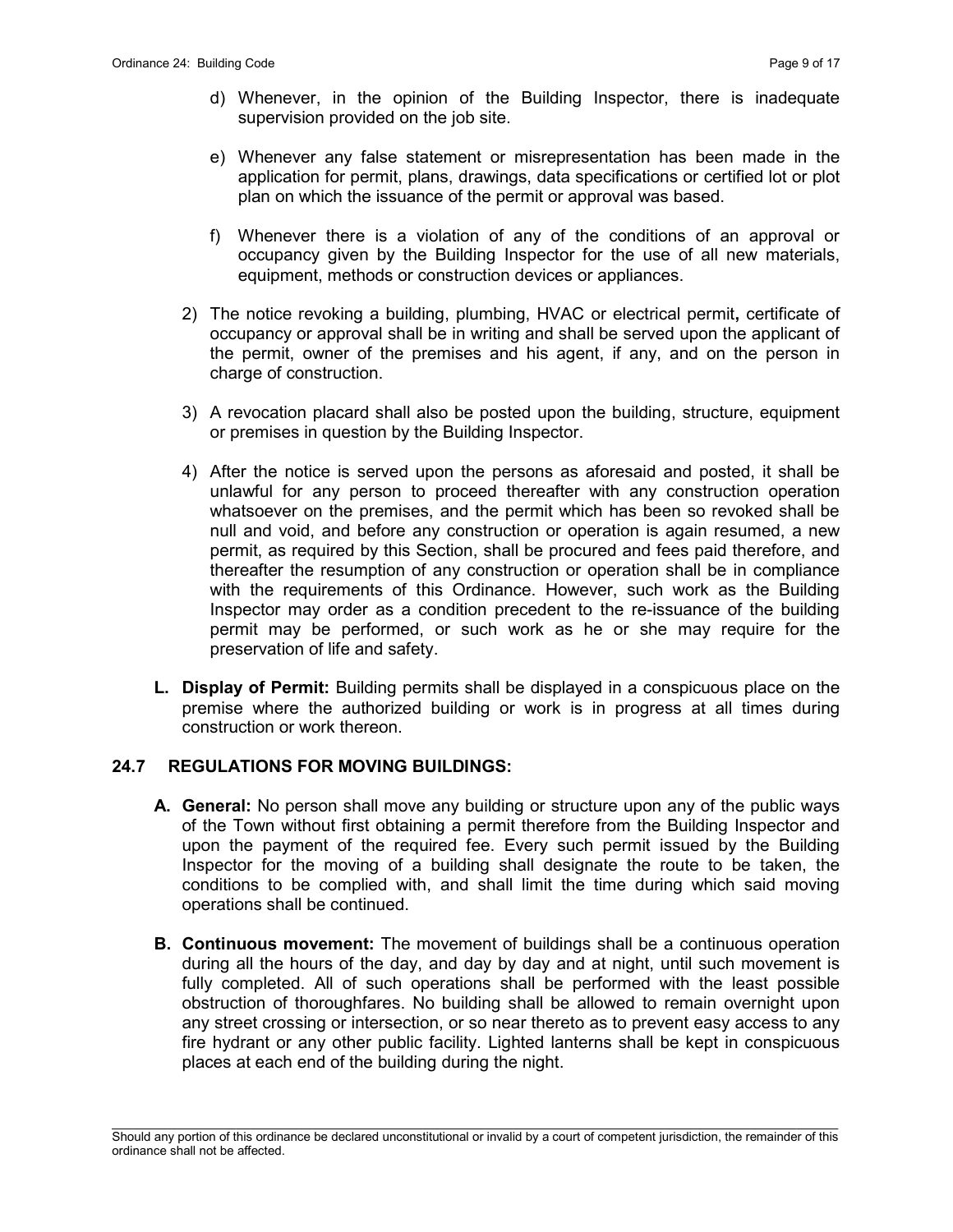d) Whenever, in the opinion of the Building Inspector, there is inadequate supervision provided on the job site.

e) Whenever any false statement or misrepresentation has been made in the application for permit, plans, drawings, data specifications or certified lot or plot plan on which the issuance of the permit or approval was based.

f) Whenever there is a violation of any of the conditions of an approval or occupancy given by the Building Inspector for the use of all new materials, equipment, methods or construction devices or appliances.

2) The notice revoking a building, plumbing, HVAC or electrical permit**,** certificate of occupancy or approval shall be in writing and shall be served upon the applicant of the permit, owner of the premises and his agent, if any, and on the person in charge of construction.

3) A revocation placard shall also be posted upon the building, structure, equipment or premises in question by the Building Inspector.

4) After the notice is served upon the persons as aforesaid and posted, it shall be unlawful for any person to proceed thereafter with any construction operation whatsoever on the premises, and the permit which has been so revoked shall be null and void, and before any construction or operation is again resumed, a new permit, as required by this Section, shall be procured and fees paid therefore, and thereafter the resumption of any construction or operation shall be in compliance with the requirements of this Ordinance. However, such work as the Building Inspector may order as a condition precedent to the re-issuance of the building permit may be performed, or such work as he or she may require for the preservation of life and safety.

**L. Display of Permit:** Building permits shall be displayed in a conspicuous place on the premise where the authorized building or work is in progress at all times during construction or work thereon.

## 24.7 REGULATIONS FOR MOVING BUILDINGS:

**A. General:** No person shall move any building or structure upon any of the public ways of the Town without first obtaining a permit therefore from the Building Inspector and upon the payment of the required fee. Every such permit issued by the Building Inspector for the moving of a building shall designate the route to be taken, the conditions to be complied with, and shall limit the time during which said moving operations shall be continued.

**B. Continuous movement:** The movement of buildings shall be a continuous operation during all the hours of the day, and day by day and at night, until such movement is fully completed. All of such operations shall be performed with the least possible obstruction of thoroughfares. No building shall be allowed to remain overnight upon any street crossing or intersection, or so near thereto as to prevent easy access to any fire hydrant or any other public facility. Lighted lanterns shall be kept in conspicuous places at each end of the building during the night.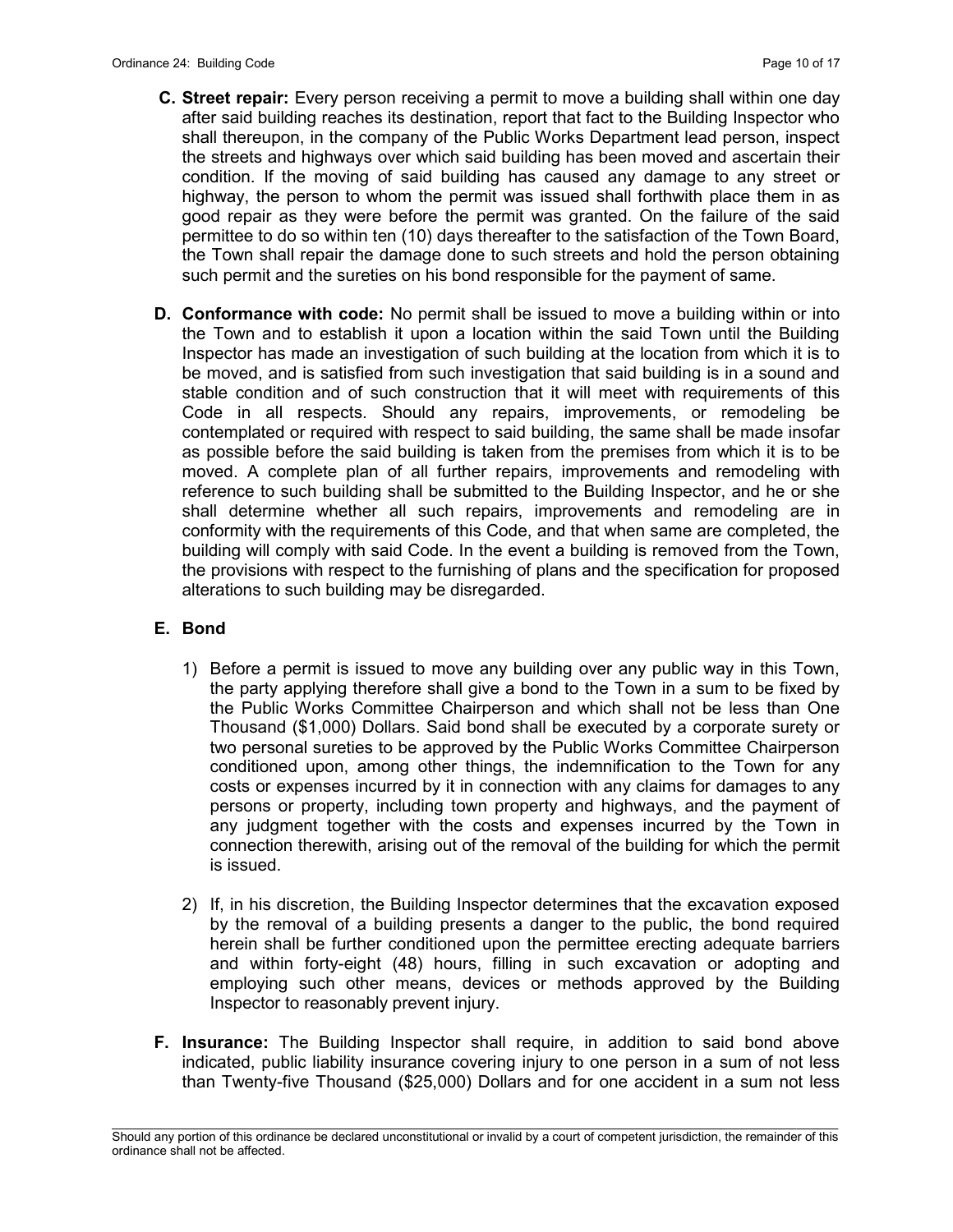**C. Street repair:** Every person receiving a permit to move a building shall within one day after said building reaches its destination, report that fact to the Building Inspector who shall thereupon, in the company of the Public Works Department lead person, inspect the streets and highways over which said building has been moved and ascertain their condition. If the moving of said building has caused any damage to any street or highway, the person to whom the permit was issued shall forthwith place them in as good repair as they were before the permit was granted. On the failure of the said permittee to do so within ten (10) days thereafter to the satisfaction of the Town Board, the Town shall repair the damage done to such streets and hold the person obtaining such permit and the sureties on his bond responsible for the payment of same.

**D. Conformance with code:** No permit shall be issued to move a building within or into the Town and to establish it upon a location within the said Town until the Building Inspector has made an investigation of such building at the location from which it is to be moved, and is satisfied from such investigation that said building is in a sound and stable condition and of such construction that it will meet with requirements of this Code in all respects. Should any repairs, improvements, or remodeling be contemplated or required with respect to said building, the same shall be made insofar as possible before the said building is taken from the premises from which it is to be moved. A complete plan of all further repairs, improvements and remodeling with reference to such building shall be submitted to the Building Inspector, and he or she shall determine whether all such repairs, improvements and remodeling are in conformity with the requirements of this Code, and that when same are completed, the building will comply with said Code. In the event a building is removed from the Town, the provisions with respect to the furnishing of plans and the specification for proposed alterations to such building may be disregarded.

**E. Bond**

1) Before a permit is issued to move any building over any public way in this Town, the party applying therefore shall give a bond to the Town in a sum to be fixed by the Public Works Committee Chairperson and which shall not be less than One Thousand ($1,000) Dollars. Said bond shall be executed by a corporate surety or two personal sureties to be approved by the Public Works Committee Chairperson conditioned upon, among other things, the indemnification to the Town for any costs or expenses incurred by it in connection with any claims for damages to any persons or property, including town property and highways, and the payment of any judgment together with the costs and expenses incurred by the Town in connection therewith, arising out of the removal of the building for which the permit is issued.

2) If, in his discretion, the Building Inspector determines that the excavation exposed by the removal of a building presents a danger to the public, the bond required herein shall be further conditioned upon the permittee erecting adequate barriers and within forty-eight (48) hours, filling in such excavation or adopting and employing such other means, devices or methods approved by the Building Inspector to reasonably prevent injury.

**F. Insurance:** The Building Inspector shall require, in addition to said bond above indicated, public liability insurance covering injury to one person in a sum of not less than Twenty-five Thousand ($25,000) Dollars and for one accident in a sum not less

Should any portion of this ordinance be declared unconstitutional or invalid by a court of competent jurisdiction, the remainder of this ordinance shall not be affected.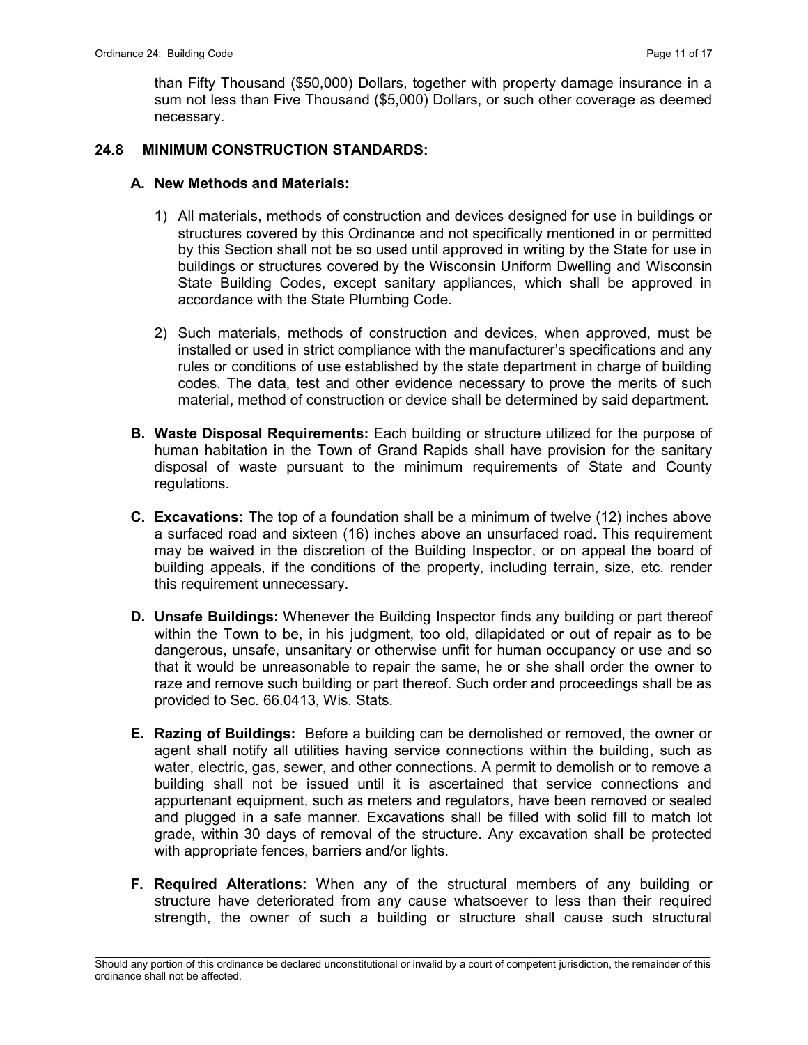than Fifty Thousand ($50,000) Dollars, together with property damage insurance in a sum not less than Five Thousand ($5,000) Dollars, or such other coverage as deemed necessary.

## 24.8 MINIMUM CONSTRUCTION STANDARDS:

### A. New Methods and Materials:

1) All materials, methods of construction and devices designed for use in buildings or structures covered by this Ordinance and not specifically mentioned in or permitted by this Section shall not be so used until approved in writing by the State for use in buildings or structures covered by the Wisconsin Uniform Dwelling and Wisconsin State Building Codes, except sanitary appliances, which shall be approved in accordance with the State Plumbing Code.

2) Such materials, methods of construction and devices, when approved, must be installed or used in strict compliance with the manufacturer's specifications and any rules or conditions of use established by the state department in charge of building codes. The data, test and other evidence necessary to prove the merits of such material, method of construction or device shall be determined by said department.

**B. Waste Disposal Requirements:** Each building or structure utilized for the purpose of human habitation in the Town of Grand Rapids shall have provision for the sanitary disposal of waste pursuant to the minimum requirements of State and County regulations.

**C. Excavations:** The top of a foundation shall be a minimum of twelve (12) inches above a surfaced road and sixteen (16) inches above an unsurfaced road. This requirement may be waived in the discretion of the Building Inspector, or on appeal the board of building appeals, if the conditions of the property, including terrain, size, etc. render this requirement unnecessary.

**D. Unsafe Buildings:** Whenever the Building Inspector finds any building or part thereof within the Town to be, in his judgment, too old, dilapidated or out of repair as to be dangerous, unsafe, unsanitary or otherwise unfit for human occupancy or use and so that it would be unreasonable to repair the same, he or she shall order the owner to raze and remove such building or part thereof. Such order and proceedings shall be as provided to Sec. 66.0413, Wis. Stats.

**E. Razing of Buildings:** Before a building can be demolished or removed, the owner or agent shall notify all utilities having service connections within the building, such as water, electric, gas, sewer, and other connections. A permit to demolish or to remove a building shall not be issued until it is ascertained that service connections and appurtenant equipment, such as meters and regulators, have been removed or sealed and plugged in a safe manner. Excavations shall be filled with solid fill to match lot grade, within 30 days of removal of the structure. Any excavation shall be protected with appropriate fences, barriers and/or lights.

**F. Required Alterations:** When any of the structural members of any building or structure have deteriorated from any cause whatsoever to less than their required strength, the owner of such a building or structure shall cause such structural

Should any portion of this ordinance be declared unconstitutional or invalid by a court of competent jurisdiction, the remainder of this ordinance shall not be affected.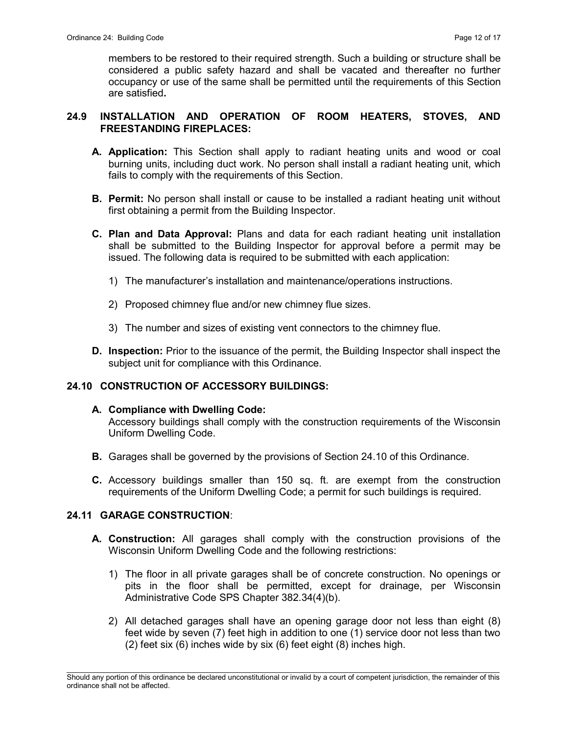members to be restored to their required strength. Such a building or structure shall be considered a public safety hazard and shall be vacated and thereafter no further occupancy or use of the same shall be permitted until the requirements of this Section are satisfied**.**

## 24.9 INSTALLATION AND OPERATION OF ROOM HEATERS, STOVES, AND FREESTANDING FIREPLACES:

**A. Application:** This Section shall apply to radiant heating units and wood or coal burning units, including duct work. No person shall install a radiant heating unit, which fails to comply with the requirements of this Section.

**B. Permit:** No person shall install or cause to be installed a radiant heating unit without first obtaining a permit from the Building Inspector.

**C. Plan and Data Approval:** Plans and data for each radiant heating unit installation shall be submitted to the Building Inspector for approval before a permit may be issued. The following data is required to be submitted with each application:

1) The manufacturer's installation and maintenance/operations instructions.

2) Proposed chimney flue and/or new chimney flue sizes.

3) The number and sizes of existing vent connectors to the chimney flue.

**D. Inspection:** Prior to the issuance of the permit, the Building Inspector shall inspect the subject unit for compliance with this Ordinance.

## 24.10 CONSTRUCTION OF ACCESSORY BUILDINGS:

**A. Compliance with Dwelling Code:**
Accessory buildings shall comply with the construction requirements of the Wisconsin Uniform Dwelling Code.

**B.** Garages shall be governed by the provisions of Section 24.10 of this Ordinance.

**C.** Accessory buildings smaller than 150 sq. ft. are exempt from the construction requirements of the Uniform Dwelling Code; a permit for such buildings is required.

## 24.11 GARAGE CONSTRUCTION:

**A. Construction:** All garages shall comply with the construction provisions of the Wisconsin Uniform Dwelling Code and the following restrictions:

1) The floor in all private garages shall be of concrete construction. No openings or pits in the floor shall be permitted, except for drainage, per Wisconsin Administrative Code SPS Chapter 382.34(4)(b).

2) All detached garages shall have an opening garage door not less than eight (8) feet wide by seven (7) feet high in addition to one (1) service door not less than two (2) feet six (6) inches wide by six (6) feet eight (8) inches high.

Should any portion of this ordinance be declared unconstitutional or invalid by a court of competent jurisdiction, the remainder of this ordinance shall not be affected.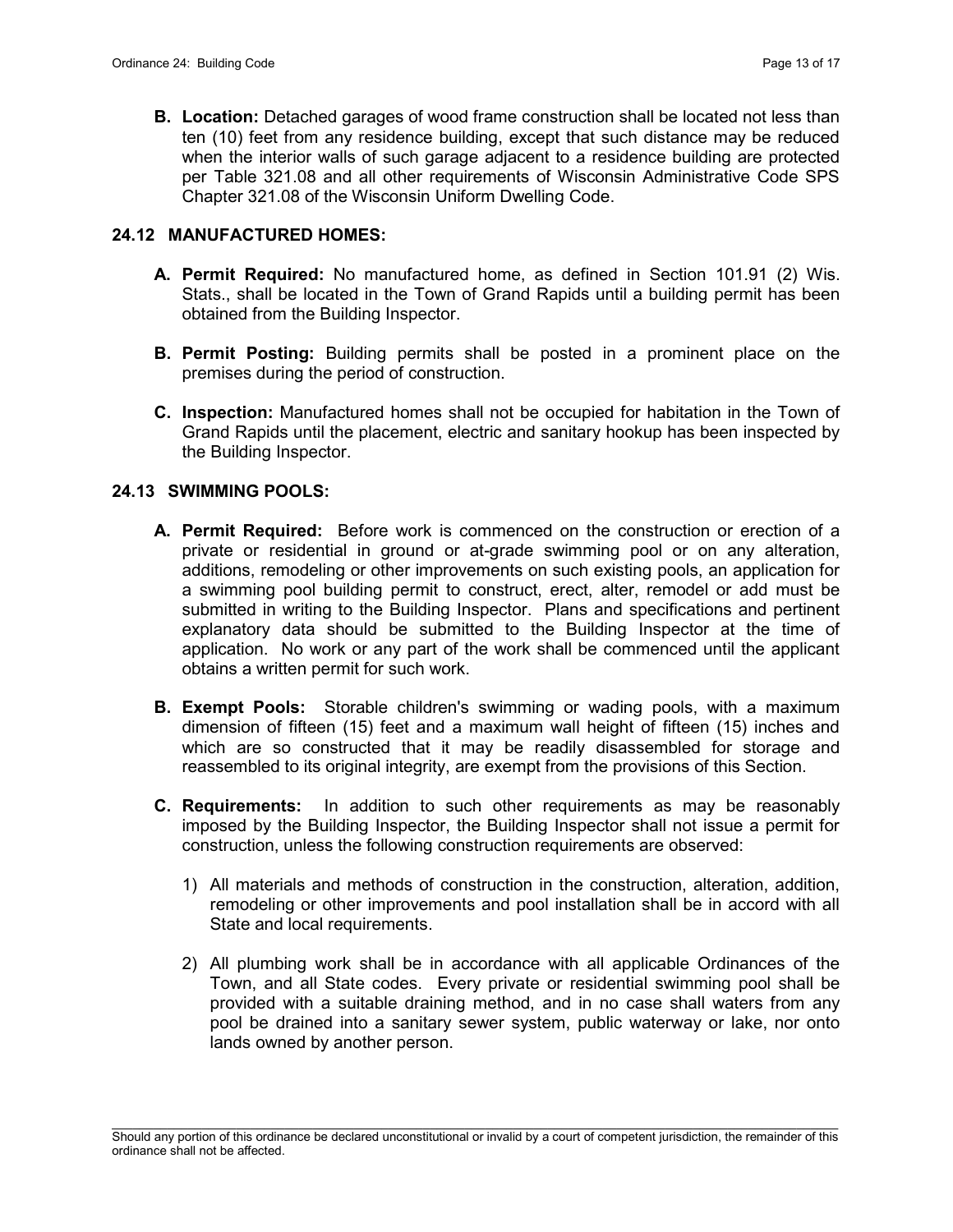**B. Location:** Detached garages of wood frame construction shall be located not less than ten (10) feet from any residence building, except that such distance may be reduced when the interior walls of such garage adjacent to a residence building are protected per Table 321.08 and all other requirements of Wisconsin Administrative Code SPS Chapter 321.08 of the Wisconsin Uniform Dwelling Code.

### 24.12 MANUFACTURED HOMES:

**A. Permit Required:** No manufactured home, as defined in Section 101.91 (2) Wis. Stats., shall be located in the Town of Grand Rapids until a building permit has been obtained from the Building Inspector.

**B. Permit Posting:** Building permits shall be posted in a prominent place on the premises during the period of construction.

**C. Inspection:** Manufactured homes shall not be occupied for habitation in the Town of Grand Rapids until the placement, electric and sanitary hookup has been inspected by the Building Inspector.

### 24.13 SWIMMING POOLS:

**A. Permit Required:** Before work is commenced on the construction or erection of a private or residential in ground or at-grade swimming pool or on any alteration, additions, remodeling or other improvements on such existing pools, an application for a swimming pool building permit to construct, erect, alter, remodel or add must be submitted in writing to the Building Inspector. Plans and specifications and pertinent explanatory data should be submitted to the Building Inspector at the time of application. No work or any part of the work shall be commenced until the applicant obtains a written permit for such work.

**B. Exempt Pools:** Storable children's swimming or wading pools, with a maximum dimension of fifteen (15) feet and a maximum wall height of fifteen (15) inches and which are so constructed that it may be readily disassembled for storage and reassembled to its original integrity, are exempt from the provisions of this Section.

**C. Requirements:** In addition to such other requirements as may be reasonably imposed by the Building Inspector, the Building Inspector shall not issue a permit for construction, unless the following construction requirements are observed:

1) All materials and methods of construction in the construction, alteration, addition, remodeling or other improvements and pool installation shall be in accord with all State and local requirements.

2) All plumbing work shall be in accordance with all applicable Ordinances of the Town, and all State codes. Every private or residential swimming pool shall be provided with a suitable draining method, and in no case shall waters from any pool be drained into a sanitary sewer system, public waterway or lake, nor onto lands owned by another person.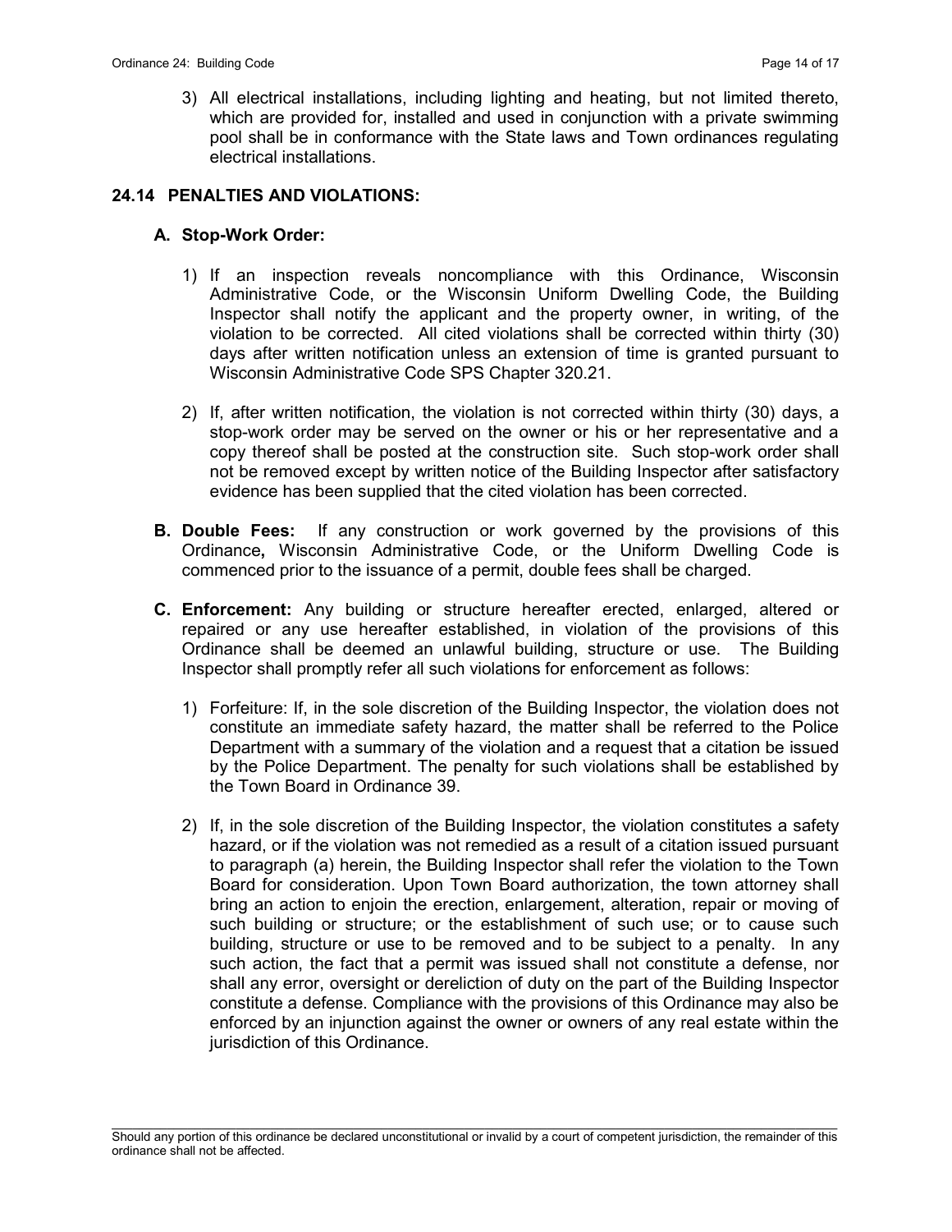3) All electrical installations, including lighting and heating, but not limited thereto, which are provided for, installed and used in conjunction with a private swimming pool shall be in conformance with the State laws and Town ordinances regulating electrical installations.

## 24.14 PENALTIES AND VIOLATIONS:

### A. Stop-Work Order:

1) If an inspection reveals noncompliance with this Ordinance, Wisconsin Administrative Code, or the Wisconsin Uniform Dwelling Code, the Building Inspector shall notify the applicant and the property owner, in writing, of the violation to be corrected. All cited violations shall be corrected within thirty (30) days after written notification unless an extension of time is granted pursuant to Wisconsin Administrative Code SPS Chapter 320.21.

2) If, after written notification, the violation is not corrected within thirty (30) days, a stop-work order may be served on the owner or his or her representative and a copy thereof shall be posted at the construction site. Such stop-work order shall not be removed except by written notice of the Building Inspector after satisfactory evidence has been supplied that the cited violation has been corrected.

**B. Double Fees:** If any construction or work governed by the provisions of this Ordinance**,** Wisconsin Administrative Code, or the Uniform Dwelling Code is commenced prior to the issuance of a permit, double fees shall be charged.

**C. Enforcement:** Any building or structure hereafter erected, enlarged, altered or repaired or any use hereafter established, in violation of the provisions of this Ordinance shall be deemed an unlawful building, structure or use. The Building Inspector shall promptly refer all such violations for enforcement as follows:

1) Forfeiture: If, in the sole discretion of the Building Inspector, the violation does not constitute an immediate safety hazard, the matter shall be referred to the Police Department with a summary of the violation and a request that a citation be issued by the Police Department. The penalty for such violations shall be established by the Town Board in Ordinance 39.

2) If, in the sole discretion of the Building Inspector, the violation constitutes a safety hazard, or if the violation was not remedied as a result of a citation issued pursuant to paragraph (a) herein, the Building Inspector shall refer the violation to the Town Board for consideration. Upon Town Board authorization, the town attorney shall bring an action to enjoin the erection, enlargement, alteration, repair or moving of such building or structure; or the establishment of such use; or to cause such building, structure or use to be removed and to be subject to a penalty. In any such action, the fact that a permit was issued shall not constitute a defense, nor shall any error, oversight or dereliction of duty on the part of the Building Inspector constitute a defense. Compliance with the provisions of this Ordinance may also be enforced by an injunction against the owner or owners of any real estate within the jurisdiction of this Ordinance.

Should any portion of this ordinance be declared unconstitutional or invalid by a court of competent jurisdiction, the remainder of this ordinance shall not be affected.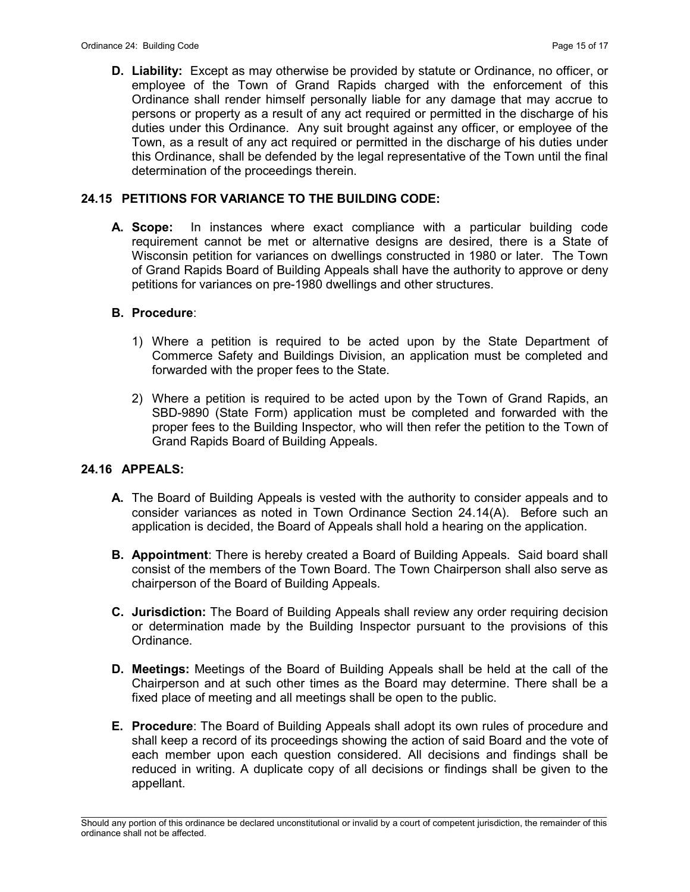**D. Liability:** Except as may otherwise be provided by statute or Ordinance, no officer, or employee of the Town of Grand Rapids charged with the enforcement of this Ordinance shall render himself personally liable for any damage that may accrue to persons or property as a result of any act required or permitted in the discharge of his duties under this Ordinance. Any suit brought against any officer, or employee of the Town, as a result of any act required or permitted in the discharge of his duties under this Ordinance, shall be defended by the legal representative of the Town until the final determination of the proceedings therein.

## 24.15 PETITIONS FOR VARIANCE TO THE BUILDING CODE:

**A. Scope:** In instances where exact compliance with a particular building code requirement cannot be met or alternative designs are desired, there is a State of Wisconsin petition for variances on dwellings constructed in 1980 or later. The Town of Grand Rapids Board of Building Appeals shall have the authority to approve or deny petitions for variances on pre-1980 dwellings and other structures.

**B. Procedure**:

1) Where a petition is required to be acted upon by the State Department of Commerce Safety and Buildings Division, an application must be completed and forwarded with the proper fees to the State.

2) Where a petition is required to be acted upon by the Town of Grand Rapids, an SBD-9890 (State Form) application must be completed and forwarded with the proper fees to the Building Inspector, who will then refer the petition to the Town of Grand Rapids Board of Building Appeals.

## 24.16 APPEALS:

**A.** The Board of Building Appeals is vested with the authority to consider appeals and to consider variances as noted in Town Ordinance Section 24.14(A). Before such an application is decided, the Board of Appeals shall hold a hearing on the application.

**B. Appointment**: There is hereby created a Board of Building Appeals. Said board shall consist of the members of the Town Board. The Town Chairperson shall also serve as chairperson of the Board of Building Appeals.

**C. Jurisdiction:** The Board of Building Appeals shall review any order requiring decision or determination made by the Building Inspector pursuant to the provisions of this Ordinance.

**D. Meetings:** Meetings of the Board of Building Appeals shall be held at the call of the Chairperson and at such other times as the Board may determine. There shall be a fixed place of meeting and all meetings shall be open to the public.

**E. Procedure**: The Board of Building Appeals shall adopt its own rules of procedure and shall keep a record of its proceedings showing the action of said Board and the vote of each member upon each question considered. All decisions and findings shall be reduced in writing. A duplicate copy of all decisions or findings shall be given to the appellant.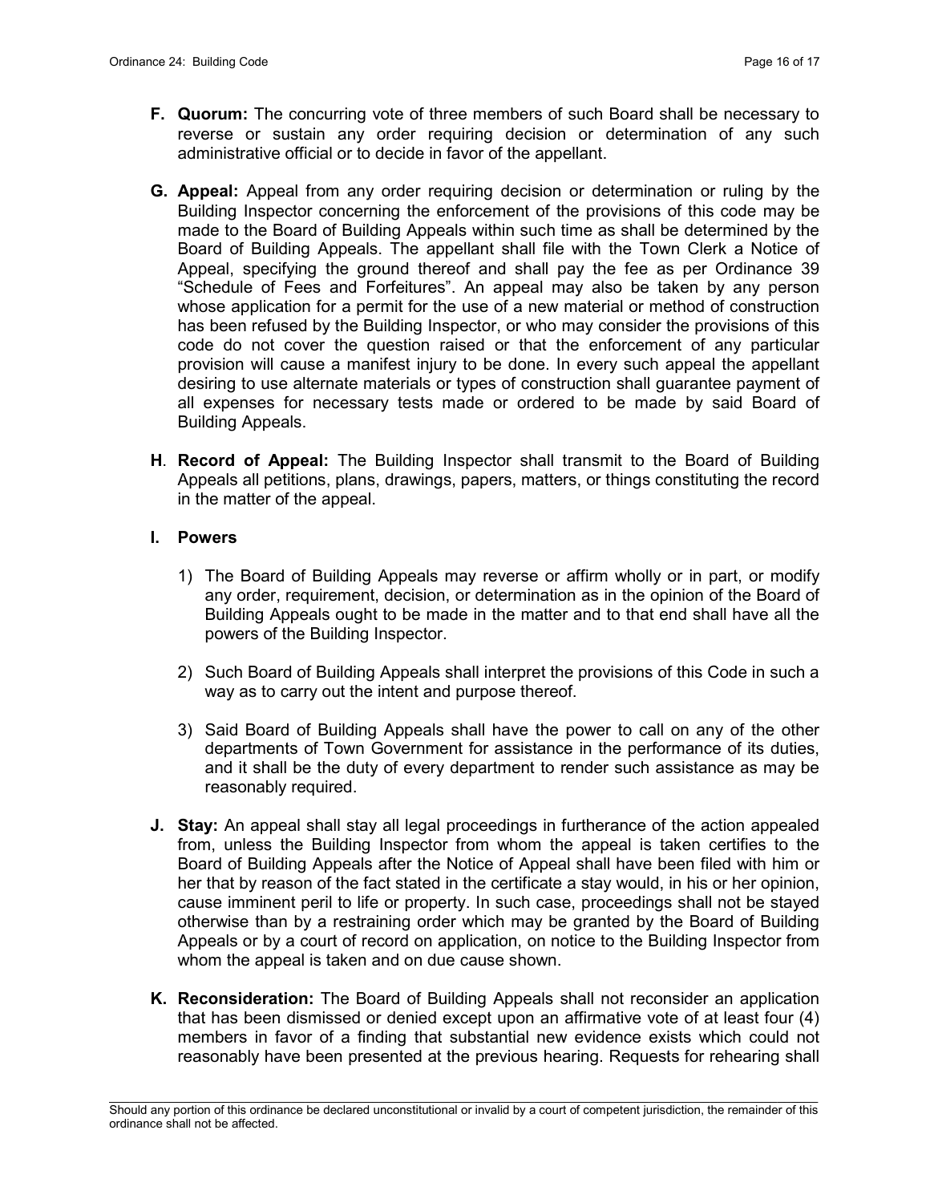**F. Quorum:** The concurring vote of three members of such Board shall be necessary to reverse or sustain any order requiring decision or determination of any such administrative official or to decide in favor of the appellant.

**G. Appeal:** Appeal from any order requiring decision or determination or ruling by the Building Inspector concerning the enforcement of the provisions of this code may be made to the Board of Building Appeals within such time as shall be determined by the Board of Building Appeals. The appellant shall file with the Town Clerk a Notice of Appeal, specifying the ground thereof and shall pay the fee as per Ordinance 39 "Schedule of Fees and Forfeitures". An appeal may also be taken by any person whose application for a permit for the use of a new material or method of construction has been refused by the Building Inspector, or who may consider the provisions of this code do not cover the question raised or that the enforcement of any particular provision will cause a manifest injury to be done. In every such appeal the appellant desiring to use alternate materials or types of construction shall guarantee payment of all expenses for necessary tests made or ordered to be made by said Board of Building Appeals.

**H. Record of Appeal:** The Building Inspector shall transmit to the Board of Building Appeals all petitions, plans, drawings, papers, matters, or things constituting the record in the matter of the appeal.

**I. Powers**

1) The Board of Building Appeals may reverse or affirm wholly or in part, or modify any order, requirement, decision, or determination as in the opinion of the Board of Building Appeals ought to be made in the matter and to that end shall have all the powers of the Building Inspector.

2) Such Board of Building Appeals shall interpret the provisions of this Code in such a way as to carry out the intent and purpose thereof.

3) Said Board of Building Appeals shall have the power to call on any of the other departments of Town Government for assistance in the performance of its duties, and it shall be the duty of every department to render such assistance as may be reasonably required.

**J. Stay:** An appeal shall stay all legal proceedings in furtherance of the action appealed from, unless the Building Inspector from whom the appeal is taken certifies to the Board of Building Appeals after the Notice of Appeal shall have been filed with him or her that by reason of the fact stated in the certificate a stay would, in his or her opinion, cause imminent peril to life or property. In such case, proceedings shall not be stayed otherwise than by a restraining order which may be granted by the Board of Building Appeals or by a court of record on application, on notice to the Building Inspector from whom the appeal is taken and on due cause shown.

**K. Reconsideration:** The Board of Building Appeals shall not reconsider an application that has been dismissed or denied except upon an affirmative vote of at least four (4) members in favor of a finding that substantial new evidence exists which could not reasonably have been presented at the previous hearing. Requests for rehearing shall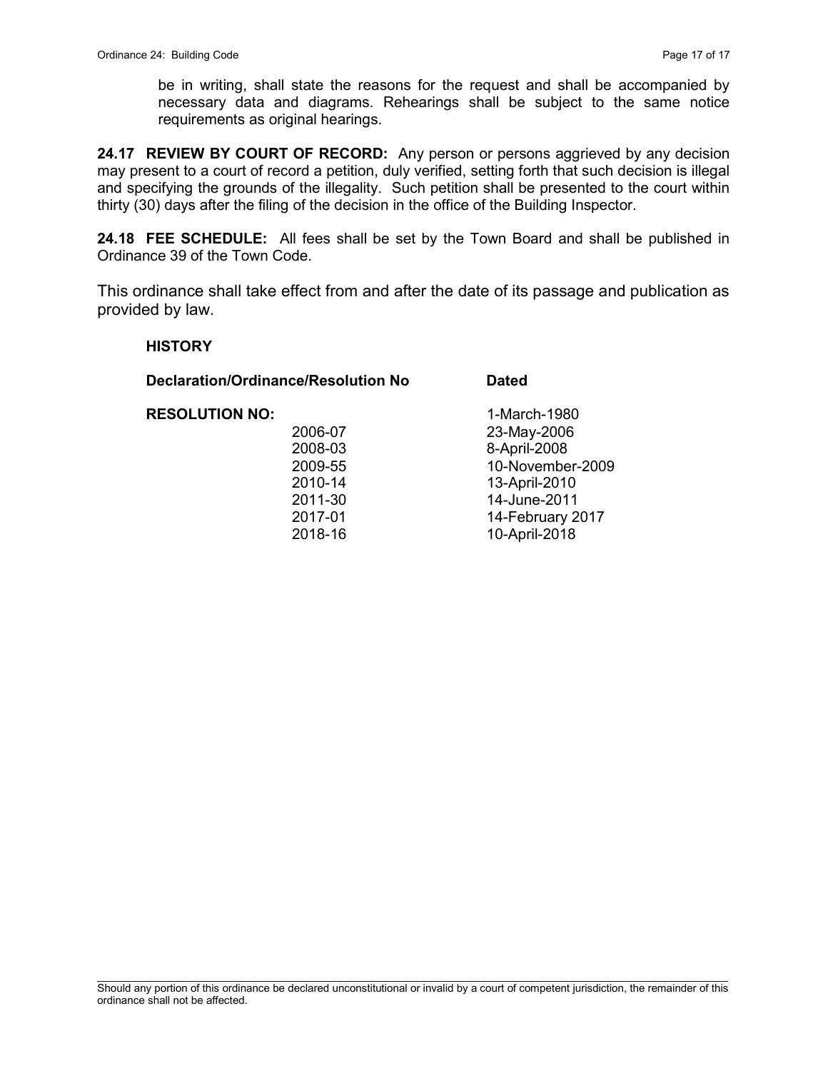be in writing, shall state the reasons for the request and shall be accompanied by necessary data and diagrams. Rehearings shall be subject to the same notice requirements as original hearings.

**24.17 REVIEW BY COURT OF RECORD:** Any person or persons aggrieved by any decision may present to a court of record a petition, duly verified, setting forth that such decision is illegal and specifying the grounds of the illegality. Such petition shall be presented to the court within thirty (30) days after the filing of the decision in the office of the Building Inspector.

**24.18 FEE SCHEDULE:** All fees shall be set by the Town Board and shall be published in Ordinance 39 of the Town Code.

This ordinance shall take effect from and after the date of its passage and publication as provided by law.

**HISTORY**

| **Declaration/Ordinance/Resolution No** | | **Dated** |
|---|---|---|
| **RESOLUTION NO:** | | 1-March-1980 |
| | 2006-07 | 23-May-2006 |
| | 2008-03 | 8-April-2008 |
| | 2009-55 | 10-November-2009 |
| | 2010-14 | 13-April-2010 |
| | 2011-30 | 14-June-2011 |
| | 2017-01 | 14-February 2017 |
| | 2018-16 | 10-April-2018 |

Should any portion of this ordinance be declared unconstitutional or invalid by a court of competent jurisdiction, the remainder of this ordinance shall not be affected.